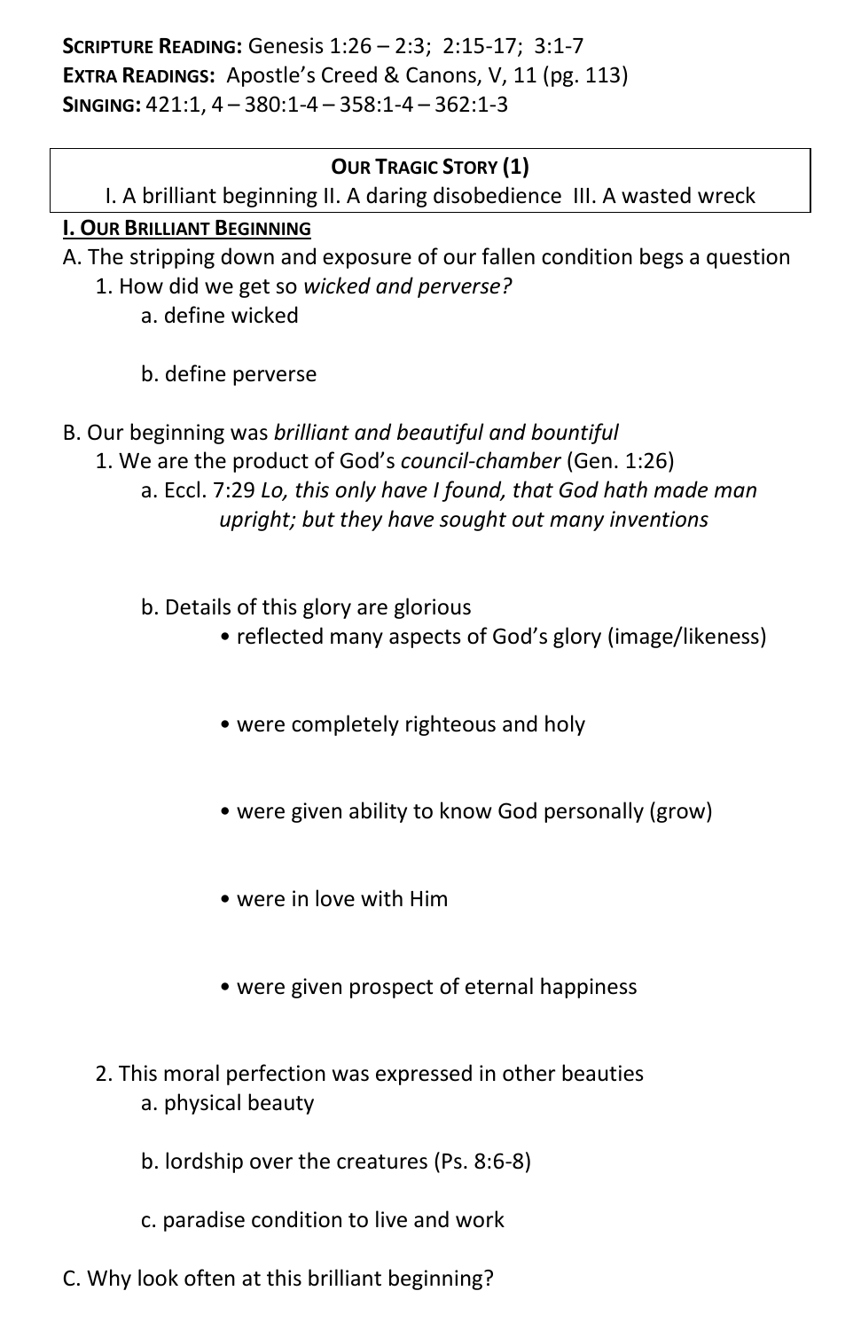**Scripture Reading:** Genesis 1:26 – 2:3; 2:15-17; 3:1-7
**Extra Readings:** Apostle's Creed & Canons, V, 11 (pg. 113)
**Singing:** 421:1, 4 – 380:1-4 – 358:1-4 – 362:1-3

## Our Tragic Story (1)

I. A brilliant beginning II. A daring disobedience III. A wasted wreck

### I. Our Brilliant Beginning

A. The stripping down and exposure of our fallen condition begs a question

1. How did we get so *wicked and perverse?*
    - a. define wicked
    - b. define perverse

B. Our beginning was *brilliant and beautiful and bountiful*

1. We are the product of God's *council-chamber* (Gen. 1:26)
    - a. Eccl. 7:29 *Lo, this only have I found, that God hath made man upright; but they have sought out many inventions*
    - b. Details of this glory are glorious
        - reflected many aspects of God's glory (image/likeness)
        - were completely righteous and holy
        - were given ability to know God personally (grow)
        - were in love with Him
        - were given prospect of eternal happiness
2. This moral perfection was expressed in other beauties
    - a. physical beauty
    - b. lordship over the creatures (Ps. 8:6-8)
    - c. paradise condition to live and work

C. Why look often at this brilliant beginning?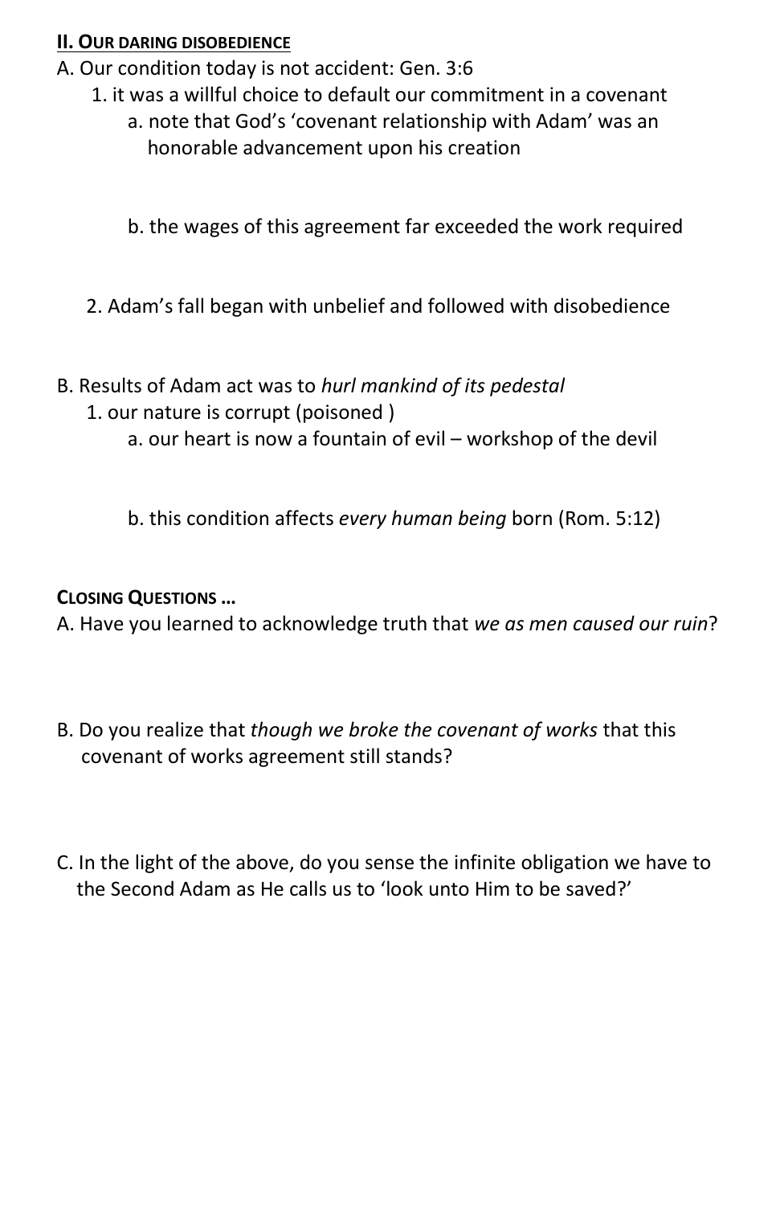## II. Our daring disobedience

A. Our condition today is not accident: Gen. 3:6

1. it was a willful choice to default our commitment in a covenant
   - a. note that God's 'covenant relationship with Adam' was an honorable advancement upon his creation
   - b. the wages of this agreement far exceeded the work required

2. Adam's fall began with unbelief and followed with disobedience

B. Results of Adam act was to *hurl mankind of its pedestal*

1. our nature is corrupt (poisoned )
   - a. our heart is now a fountain of evil – workshop of the devil
   - b. this condition affects *every human being* born (Rom. 5:12)

## Closing Questions …

A. Have you learned to acknowledge truth that *we as men caused our ruin*?

B. Do you realize that *though we broke the covenant of works* that this covenant of works agreement still stands?

C. In the light of the above, do you sense the infinite obligation we have to the Second Adam as He calls us to 'look unto Him to be saved?'